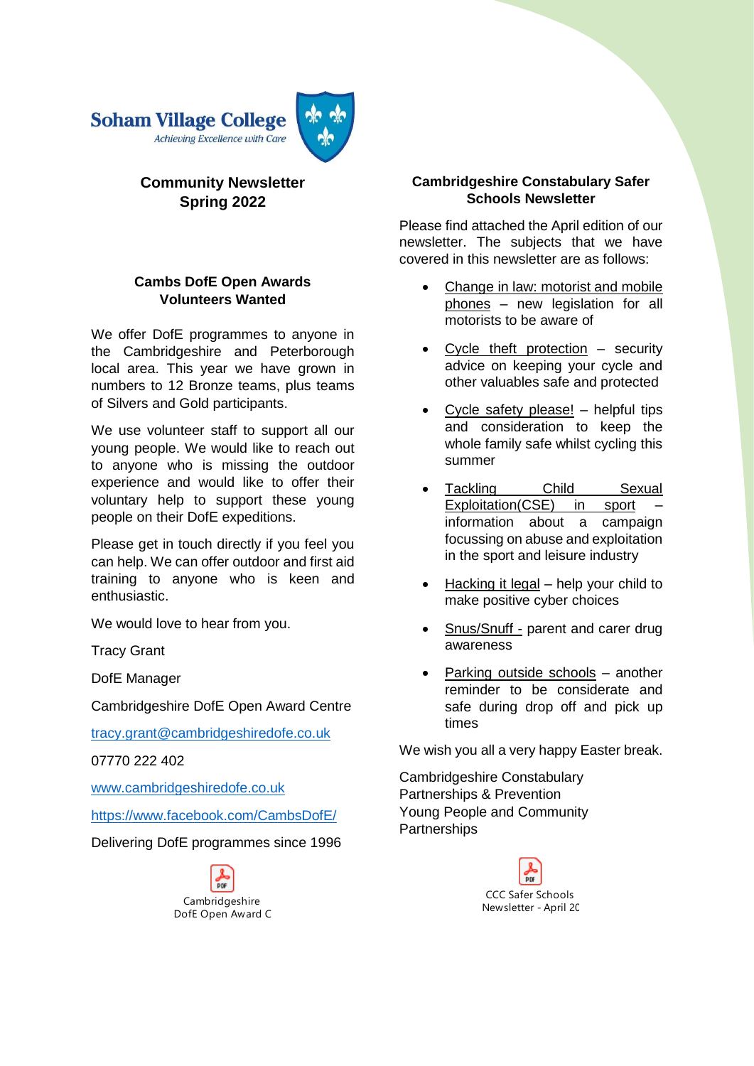Soham Village College
*Achieving Excellence with Care*

## Community Newsletter
## Spring 2022

### Cambs DofE Open Awards Volunteers Wanted

We offer DofE programmes to anyone in the Cambridgeshire and Peterborough local area. This year we have grown in numbers to 12 Bronze teams, plus teams of Silvers and Gold participants.

We use volunteer staff to support all our young people. We would like to reach out to anyone who is missing the outdoor experience and would like to offer their voluntary help to support these young people on their DofE expeditions.

Please get in touch directly if you feel you can help. We can offer outdoor and first aid training to anyone who is keen and enthusiastic.

We would love to hear from you.

Tracy Grant

DofE Manager

Cambridgeshire DofE Open Award Centre

tracy.grant@cambridgeshiredofe.co.uk

07770 222 402

www.cambridgeshiredofe.co.uk

https://www.facebook.com/CambsDofE/

Delivering DofE programmes since 1996

Cambridgeshire DofE Open Award C

### Cambridgeshire Constabulary Safer Schools Newsletter

Please find attached the April edition of our newsletter. The subjects that we have covered in this newsletter are as follows:

- Change in law: motorist and mobile phones – new legislation for all motorists to be aware of
- Cycle theft protection – security advice on keeping your cycle and other valuables safe and protected
- Cycle safety please! – helpful tips and consideration to keep the whole family safe whilst cycling this summer
- Tackling Child Sexual Exploitation(CSE) in sport – information about a campaign focussing on abuse and exploitation in the sport and leisure industry
- Hacking it legal – help your child to make positive cyber choices
- Snus/Snuff - parent and carer drug awareness
- Parking outside schools – another reminder to be considerate and safe during drop off and pick up times

We wish you all a very happy Easter break.

Cambridgeshire Constabulary
Partnerships & Prevention
Young People and Community Partnerships

CCC Safer Schools Newsletter - April 20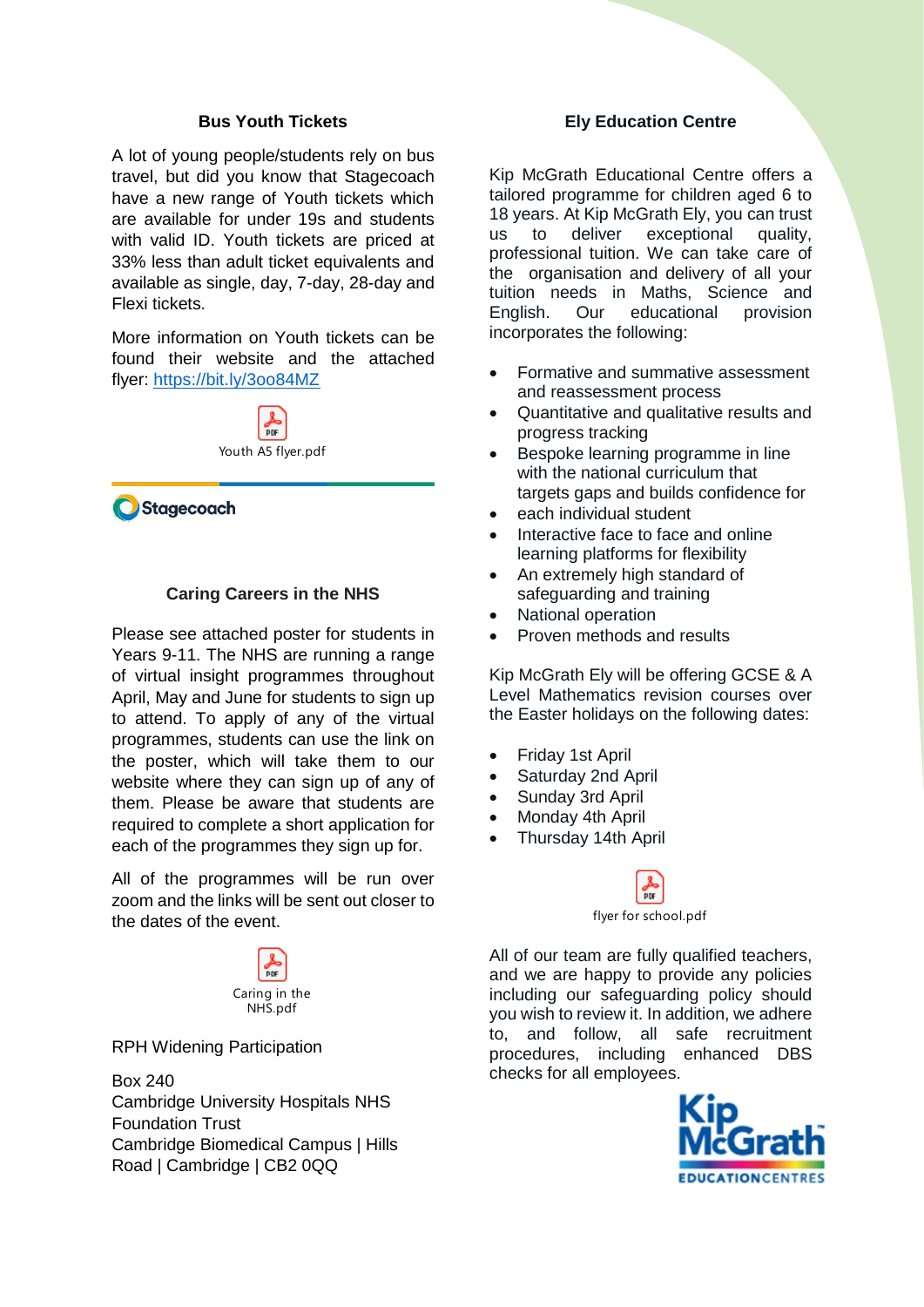## Bus Youth Tickets

A lot of young people/students rely on bus travel, but did you know that Stagecoach have a new range of Youth tickets which are available for under 19s and students with valid ID. Youth tickets are priced at 33% less than adult ticket equivalents and available as single, day, 7-day, 28-day and Flexi tickets.

More information on Youth tickets can be found their website and the attached flyer: https://bit.ly/3oo84MZ

Youth A5 flyer.pdf

Stagecoach

## Caring Careers in the NHS

Please see attached poster for students in Years 9-11. The NHS are running a range of virtual insight programmes throughout April, May and June for students to sign up to attend. To apply of any of the virtual programmes, students can use the link on the poster, which will take them to our website where they can sign up of any of them. Please be aware that students are required to complete a short application for each of the programmes they sign up for.

All of the programmes will be run over zoom and the links will be sent out closer to the dates of the event.

Caring in the NHS.pdf

RPH Widening Participation

Box 240
Cambridge University Hospitals NHS Foundation Trust
Cambridge Biomedical Campus | Hills Road | Cambridge | CB2 0QQ

## Ely Education Centre

Kip McGrath Educational Centre offers a tailored programme for children aged 6 to 18 years. At Kip McGrath Ely, you can trust us to deliver exceptional quality, professional tuition. We can take care of the organisation and delivery of all your tuition needs in Maths, Science and English. Our educational provision incorporates the following:

- Formative and summative assessment and reassessment process
- Quantitative and qualitative results and progress tracking
- Bespoke learning programme in line with the national curriculum that targets gaps and builds confidence for
- each individual student
- Interactive face to face and online learning platforms for flexibility
- An extremely high standard of safeguarding and training
- National operation
- Proven methods and results

Kip McGrath Ely will be offering GCSE & A Level Mathematics revision courses over the Easter holidays on the following dates:

- Friday 1st April
- Saturday 2nd April
- Sunday 3rd April
- Monday 4th April
- Thursday 14th April

flyer for school.pdf

All of our team are fully qualified teachers, and we are happy to provide any policies including our safeguarding policy should you wish to review it. In addition, we adhere to, and follow, all safe recruitment procedures, including enhanced DBS checks for all employees.

Kip McGrath EDUCATION CENTRES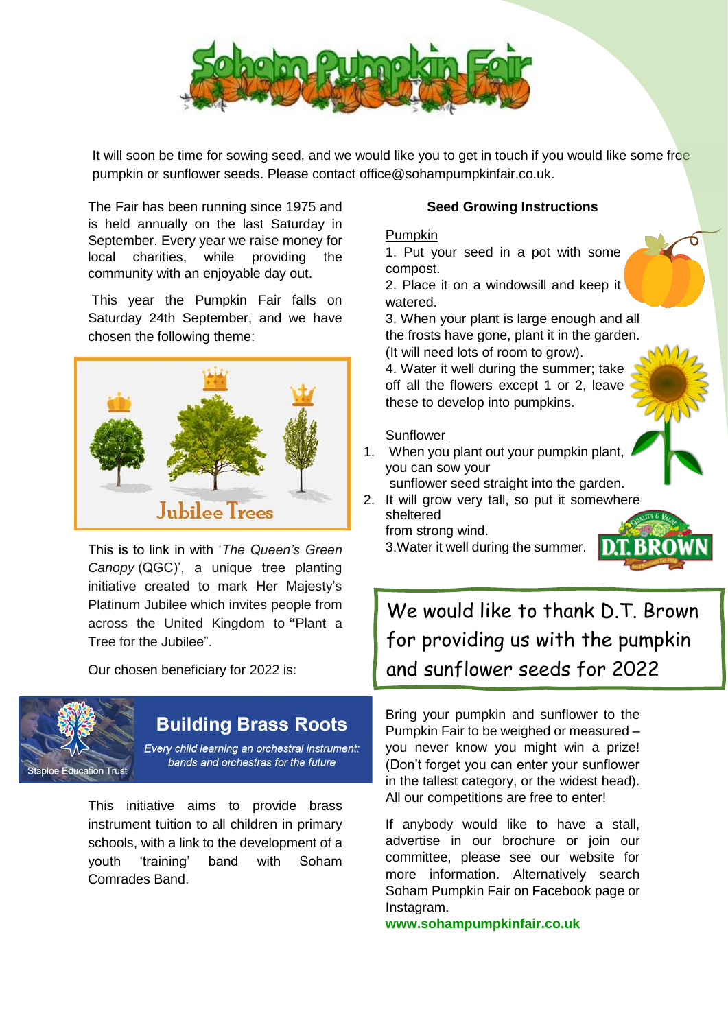# Soham Pumpkin Fair

It will soon be time for sowing seed, and we would like you to get in touch if you would like some free pumpkin or sunflower seeds. Please contact office@sohampumpkinfair.co.uk.

The Fair has been running since 1975 and is held annually on the last Saturday in September. Every year we raise money for local charities, while providing the community with an enjoyable day out.

This year the Pumpkin Fair falls on Saturday 24th September, and we have chosen the following theme:

Jubilee Trees

This is to link in with '*The Queen's Green Canopy* (QGC)', a unique tree planting initiative created to mark Her Majesty's Platinum Jubilee which invites people from across the United Kingdom to **"**Plant a Tree for the Jubilee".

Our chosen beneficiary for 2022 is:

## Building Brass Roots

*Every child learning an orchestral instrument: bands and orchestras for the future*

Staploe Education Trust

This initiative aims to provide brass instrument tuition to all children in primary schools, with a link to the development of a youth 'training' band with Soham Comrades Band.

### Seed Growing Instructions

Pumpkin

1. Put your seed in a pot with some compost.
2. Place it on a windowsill and keep it watered.
3. When your plant is large enough and all the frosts have gone, plant it in the garden. (It will need lots of room to grow).
4. Water it well during the summer; take off all the flowers except 1 or 2, leave these to develop into pumpkins.

Sunflower

1. When you plant out your pumpkin plant, you can sow your sunflower seed straight into the garden.
2. It will grow very tall, so put it somewhere sheltered from strong wind.
3. Water it well during the summer.

D.T. BROWN

We would like to thank D.T. Brown for providing us with the pumpkin and sunflower seeds for 2022

Bring your pumpkin and sunflower to the Pumpkin Fair to be weighed or measured – you never know you might win a prize! (Don't forget you can enter your sunflower in the tallest category, or the widest head). All our competitions are free to enter!

If anybody would like to have a stall, advertise in our brochure or join our committee, please see our website for more information. Alternatively search Soham Pumpkin Fair on Facebook page or Instagram.

**www.sohampumpkinfair.co.uk**